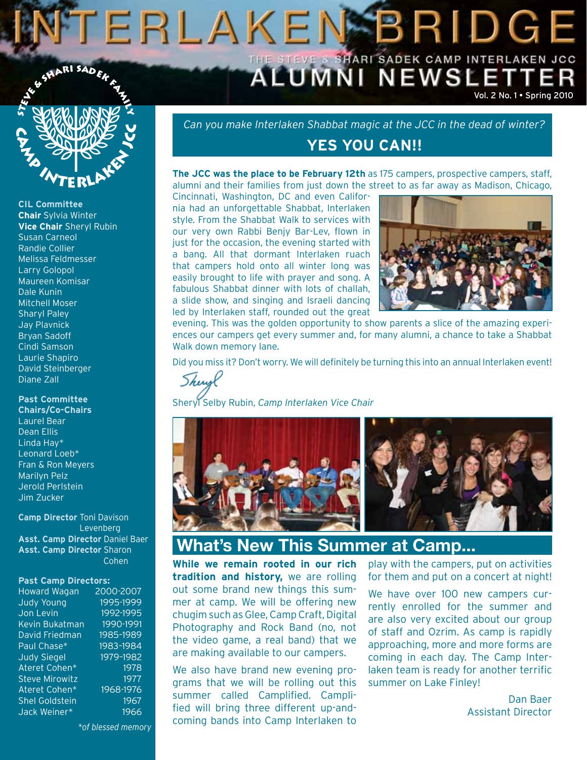# INTERLAKEN BRIDGE

THE STEVE & SHARI SADEK CAMP INTERLAKEN JCC

## ALUMNI NEWSLETTER

Vol. 2 No. 1 • Spring 2010

STEVE & SHARI SADEK FAMILY CAMP INTERLAKEN JCC

**CIL Committee**
**Chair** Sylvia Winter
**Vice Chair** Sheryl Rubin
Susan Carneol
Randie Collier
Melissa Feldmesser
Larry Golopol
Maureen Komisar
Dale Kunin
Mitchell Moser
Sharyl Paley
Jay Plavnick
Bryan Sadoff
Cindi Samson
Laurie Shapiro
David Steinberger
Diane Zall

**Past Committee Chairs/Co-Chairs**
Laurel Bear
Dean Ellis
Linda Hay*
Leonard Loeb*
Fran & Ron Meyers
Marilyn Pelz
Jerold Perlstein
Jim Zucker

**Camp Director** Toni Davison Levenberg
**Asst. Camp Director** Daniel Baer
**Asst. Camp Director** Sharon Cohen

**Past Camp Directors:**

| | |
|---|---|
| Howard Wagan | 2000-2007 |
| Judy Young | 1995-1999 |
| Jon Levin | 1992-1995 |
| Kevin Bukatman | 1990-1991 |
| David Friedman | 1985-1989 |
| Paul Chase* | 1983-1984 |
| Judy Siegel | 1979-1982 |
| Ateret Cohen* | 1978 |
| Steve Mirowitz | 1977 |
| Ateret Cohen* | 1968-1976 |
| Shel Goldstein | 1967 |
| Jack Weiner* | 1966 |

*\*of blessed memory*

*Can you make Interlaken Shabbat magic at the JCC in the dead of winter?*

## YES YOU CAN!!

**The JCC was the place to be February 12th** as 175 campers, prospective campers, staff, alumni and their families from just down the street to as far away as Madison, Chicago, Cincinnati, Washington, DC and even California had an unforgettable Shabbat, Interlaken style. From the Shabbat Walk to services with our very own Rabbi Benjy Bar-Lev, flown in just for the occasion, the evening started with a bang. All that dormant Interlaken ruach that campers hold onto all winter long was easily brought to life with prayer and song. A fabulous Shabbat dinner with lots of challah, a slide show, and singing and Israeli dancing led by Interlaken staff, rounded out the great evening. This was the golden opportunity to show parents a slice of the amazing experiences our campers get every summer and, for many alumni, a chance to take a Shabbat Walk down memory lane.

Did you miss it? Don't worry. We will definitely be turning this into an annual Interlaken event!

Sheryl

Sheryl Selby Rubin, *Camp Interlaken Vice Chair*

## What's New This Summer at Camp...

**While we remain rooted in our rich tradition and history,** we are rolling out some brand new things this summer at camp. We will be offering new chugim such as Glee, Camp Craft, Digital Photography and Rock Band (no, not the video game, a real band) that we are making available to our campers.

We also have brand new evening programs that we will be rolling out this summer called Camplified. Camplified will bring three different up-and-coming bands into Camp Interlaken to play with the campers, put on activities for them and put on a concert at night!

We have over 100 new campers currently enrolled for the summer and are also very excited about our group of staff and Ozrim. As camp is rapidly approaching, more and more forms are coming in each day. The Camp Interlaken team is ready for another terrific summer on Lake Finley!

Dan Baer
Assistant Director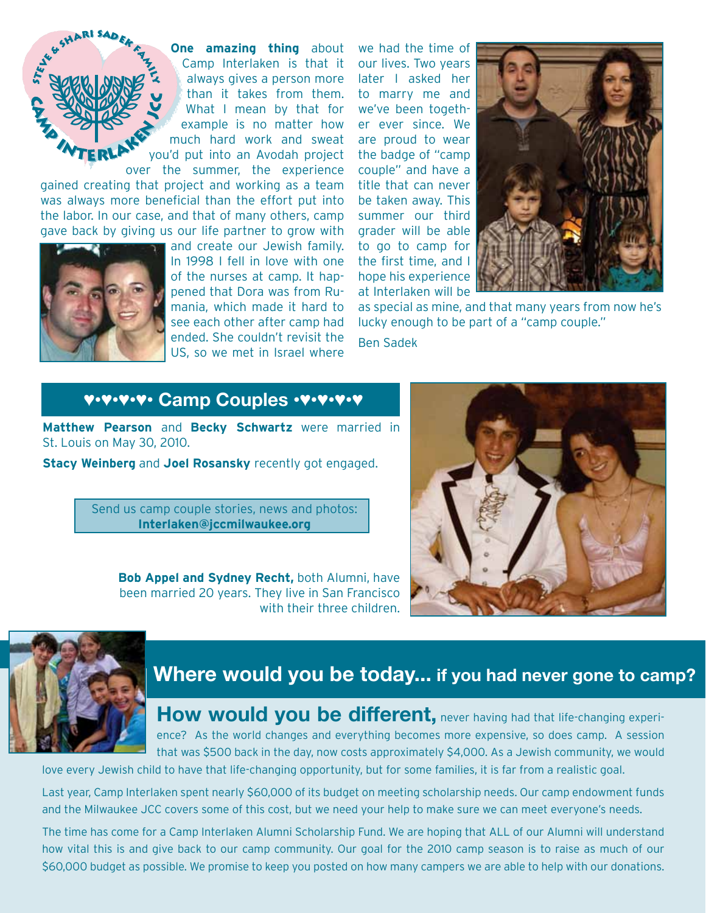**One amazing thing** about Camp Interlaken is that it always gives a person more than it takes from them. What I mean by that for example is no matter how much hard work and sweat you'd put into an Avodah project over the summer, the experience gained creating that project and working as a team was always more beneficial than the effort put into the labor. In our case, and that of many others, camp gave back by giving us our life partner to grow with and create our Jewish family. In 1998 I fell in love with one of the nurses at camp. It happened that Dora was from Rumania, which made it hard to see each other after camp had ended. She couldn't revisit the US, so we met in Israel where we had the time of our lives. Two years later I asked her to marry me and we've been together ever since. We are proud to wear the badge of "camp couple" and have a title that can never be taken away. This summer our third grader will be able to go to camp for the first time, and I hope his experience at Interlaken will be as special as mine, and that many years from now he's lucky enough to be part of a "camp couple."

Ben Sadek

## ♥•♥•♥•♥• Camp Couples •♥•♥•♥•♥

**Matthew Pearson** and **Becky Schwartz** were married in St. Louis on May 30, 2010.

**Stacy Weinberg** and **Joel Rosansky** recently got engaged.

Send us camp couple stories, news and photos:
**Interlaken@jccmilwaukee.org**

**Bob Appel and Sydney Recht,** both Alumni, have been married 20 years. They live in San Francisco with their three children.

## Where would you be today... if you had never gone to camp?

**How would you be different,** never having had that life-changing experience? As the world changes and everything becomes more expensive, so does camp. A session that was $500 back in the day, now costs approximately $4,000. As a Jewish community, we would love every Jewish child to have that life-changing opportunity, but for some families, it is far from a realistic goal.

Last year, Camp Interlaken spent nearly $60,000 of its budget on meeting scholarship needs. Our camp endowment funds and the Milwaukee JCC covers some of this cost, but we need your help to make sure we can meet everyone's needs.

The time has come for a Camp Interlaken Alumni Scholarship Fund. We are hoping that ALL of our Alumni will understand how vital this is and give back to our camp community. Our goal for the 2010 camp season is to raise as much of our $60,000 budget as possible. We promise to keep you posted on how many campers we are able to help with our donations.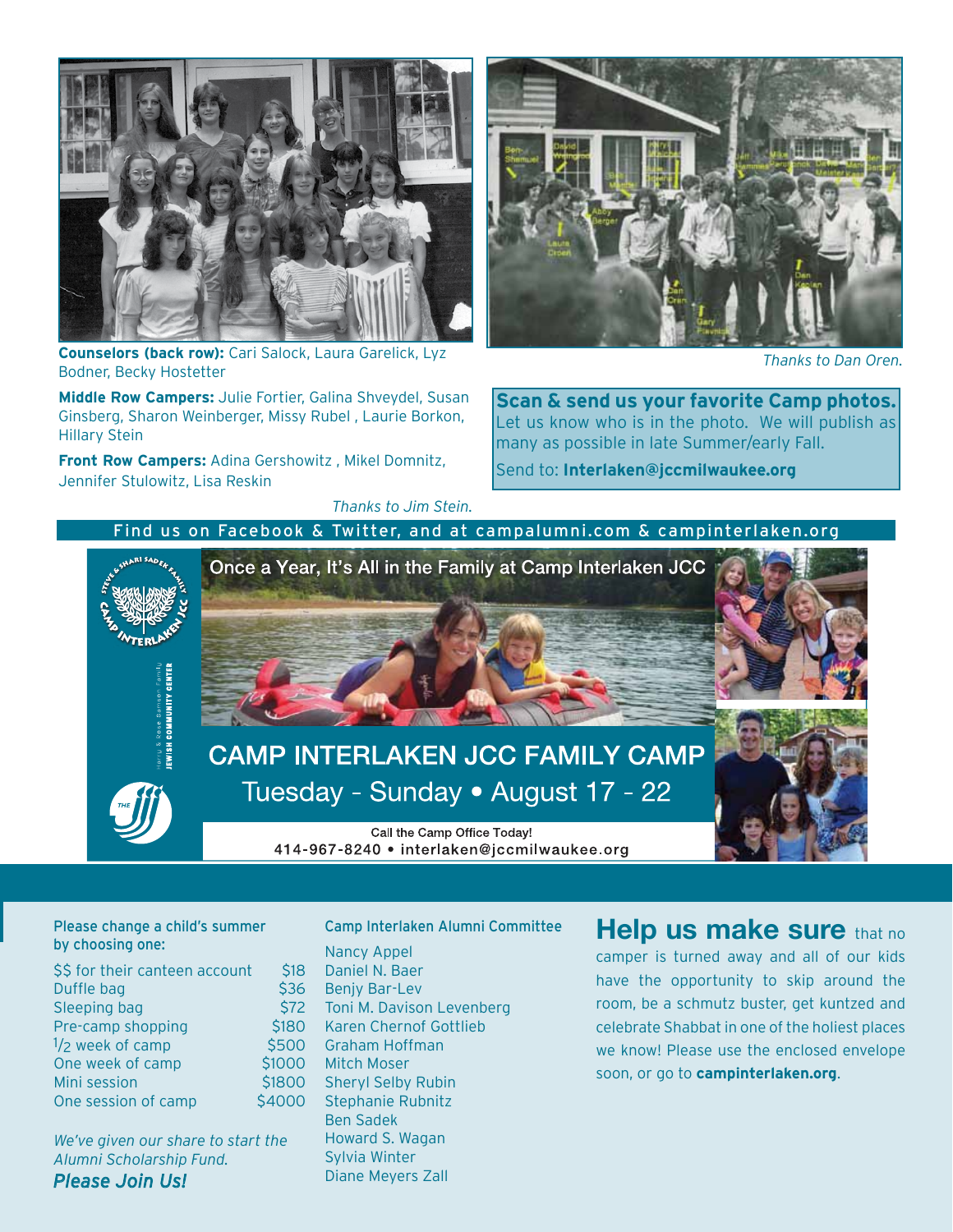**Counselors (back row):** Cari Salock, Laura Garelick, Lyz Bodner, Becky Hostetter

**Middle Row Campers:** Julie Fortier, Galina Shveydel, Susan Ginsberg, Sharon Weinberger, Missy Rubel , Laurie Borkon, Hillary Stein

**Front Row Campers:** Adina Gershowitz , Mikel Domnitz, Jennifer Stulowitz, Lisa Reskin

*Thanks to Jim Stein.*

*Thanks to Dan Oren.*

**Scan & send us your favorite Camp photos.**
Let us know who is in the photo. We will publish as many as possible in late Summer/early Fall.
Send to: **Interlaken@jccmilwaukee.org**

Find us on Facebook & Twitter, and at campalumni.com & campinterlaken.org

Once a Year, It's All in the Family at Camp Interlaken JCC

## CAMP INTERLAKEN JCC FAMILY CAMP

Tuesday – Sunday • August 17 – 22

Call the Camp Office Today!
414-967-8240 • interlaken@jccmilwaukee.org

Please change a child's summer by choosing one:

| | |
|---|---|
| $$ for their canteen account | $18 |
| Duffle bag | $36 |
| Sleeping bag | $72 |
| Pre-camp shopping | $180 |
| 1/2 week of camp | $500 |
| One week of camp | $1000 |
| Mini session | $1800 |
| One session of camp | $4000 |

*We've given our share to start the Alumni Scholarship Fund.*
***Please Join Us!***

Camp Interlaken Alumni Committee

Nancy Appel
Daniel N. Baer
Benjy Bar-Lev
Toni M. Davison Levenberg
Karen Chernof Gottlieb
Graham Hoffman
Mitch Moser
Sheryl Selby Rubin
Stephanie Rubnitz
Ben Sadek
Howard S. Wagan
Sylvia Winter
Diane Meyers Zall

**Help us make sure** that no camper is turned away and all of our kids have the opportunity to skip around the room, be a schmutz buster, get kuntzed and celebrate Shabbat in one of the holiest places we know! Please use the enclosed envelope soon, or go to **campinterlaken.org**.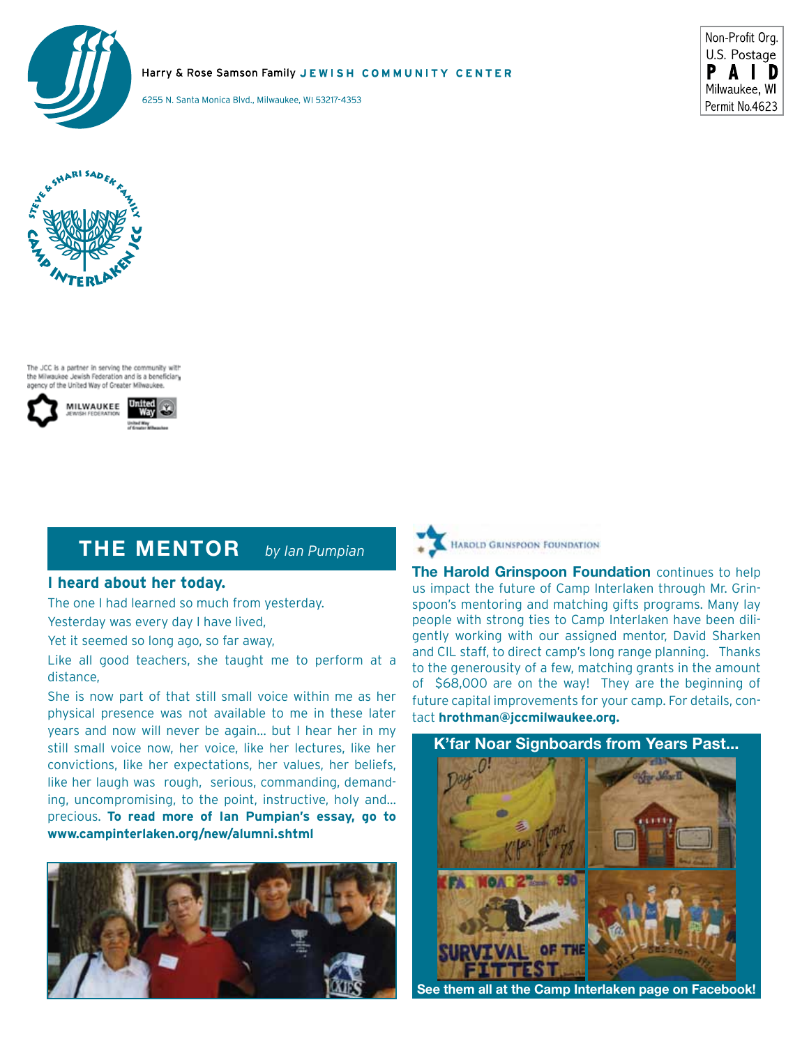Harry & Rose Samson Family **JEWISH COMMUNITY CENTER**

6255 N. Santa Monica Blvd., Milwaukee, WI 53217-4353

Non-Profit Org.
U.S. Postage
**PAID**
Milwaukee, WI
Permit No.4623

Steve & Shari Sadek Family Camp Interlaken JCC

The JCC is a partner in serving the community with the Milwaukee Jewish Federation and is a beneficiary agency of the United Way of Greater Milwaukee.

## THE MENTOR *by Ian Pumpian*

**I heard about her today.**

The one I had learned so much from yesterday.

Yesterday was every day I have lived,

Yet it seemed so long ago, so far away,

Like all good teachers, she taught me to perform at a distance,

She is now part of that still small voice within me as her physical presence was not available to me in these later years and now will never be again… but I hear her in my still small voice now, her voice, like her lectures, like her convictions, like her expectations, her values, her beliefs, like her laugh was rough, serious, commanding, demanding, uncompromising, to the point, instructive, holy and… precious. **To read more of Ian Pumpian's essay, go to www.campinterlaken.org/new/alumni.shtml**

Harold Grinspoon Foundation

**The Harold Grinspoon Foundation** continues to help us impact the future of Camp Interlaken through Mr. Grinspoon's mentoring and matching gifts programs. Many lay people with strong ties to Camp Interlaken have been diligently working with our assigned mentor, David Sharken and CIL staff, to direct camp's long range planning. Thanks to the generosity of a few, matching grants in the amount of $68,000 are on the way! They are the beginning of future capital improvements for your camp. For details, contact **hrothman@jccmilwaukee.org.**

### K'far Noar Signboards from Years Past...

See them all at the Camp Interlaken page on Facebook!